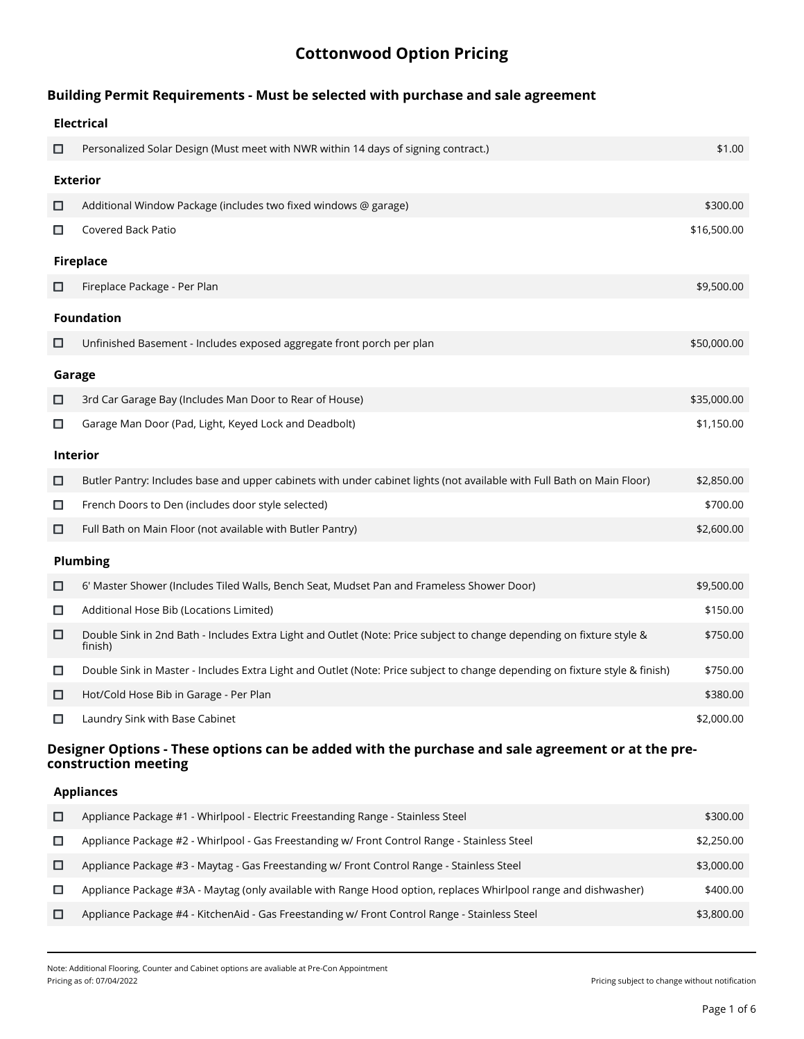# Cottonwood Option Pricing

## Building Permit Requirements - Must be selected with purchase and sale agreement

### Electrical

| | | |
|---|---|---|
| ☐ | Personalized Solar Design (Must meet with NWR within 14 days of signing contract.) | $1.00 |

### Exterior

| | | |
|---|---|---|
| ☐ | Additional Window Package (includes two fixed windows @ garage) | $300.00 |
| ☐ | Covered Back Patio | $16,500.00 |

### Fireplace

| | | |
|---|---|---|
| ☐ | Fireplace Package - Per Plan | $9,500.00 |

### Foundation

| | | |
|---|---|---|
| ☐ | Unfinished Basement - Includes exposed aggregate front porch per plan | $50,000.00 |

### Garage

| | | |
|---|---|---|
| ☐ | 3rd Car Garage Bay (Includes Man Door to Rear of House) | $35,000.00 |
| ☐ | Garage Man Door (Pad, Light, Keyed Lock and Deadbolt) | $1,150.00 |

### Interior

| | | |
|---|---|---|
| ☐ | Butler Pantry: Includes base and upper cabinets with under cabinet lights (not available with Full Bath on Main Floor) | $2,850.00 |
| ☐ | French Doors to Den (includes door style selected) | $700.00 |
| ☐ | Full Bath on Main Floor (not available with Butler Pantry) | $2,600.00 |

### Plumbing

| | | |
|---|---|---|
| ☐ | 6' Master Shower (Includes Tiled Walls, Bench Seat, Mudset Pan and Frameless Shower Door) | $9,500.00 |
| ☐ | Additional Hose Bib (Locations Limited) | $150.00 |
| ☐ | Double Sink in 2nd Bath - Includes Extra Light and Outlet (Note: Price subject to change depending on fixture style & finish) | $750.00 |
| ☐ | Double Sink in Master - Includes Extra Light and Outlet (Note: Price subject to change depending on fixture style & finish) | $750.00 |
| ☐ | Hot/Cold Hose Bib in Garage - Per Plan | $380.00 |
| ☐ | Laundry Sink with Base Cabinet | $2,000.00 |

## Designer Options - These options can be added with the purchase and sale agreement or at the pre-construction meeting

### Appliances

| | | |
|---|---|---|
| ☐ | Appliance Package #1 - Whirlpool - Electric Freestanding Range - Stainless Steel | $300.00 |
| ☐ | Appliance Package #2 - Whirlpool - Gas Freestanding w/ Front Control Range - Stainless Steel | $2,250.00 |
| ☐ | Appliance Package #3 - Maytag - Gas Freestanding w/ Front Control Range - Stainless Steel | $3,000.00 |
| ☐ | Appliance Package #3A - Maytag (only available with Range Hood option, replaces Whirlpool range and dishwasher) | $400.00 |
| ☐ | Appliance Package #4 - KitchenAid - Gas Freestanding w/ Front Control Range - Stainless Steel | $3,800.00 |

Note: Additional Flooring, Counter and Cabinet options are avaliable at Pre-Con Appointment

Pricing as of: 07/04/2022

Pricing subject to change without notification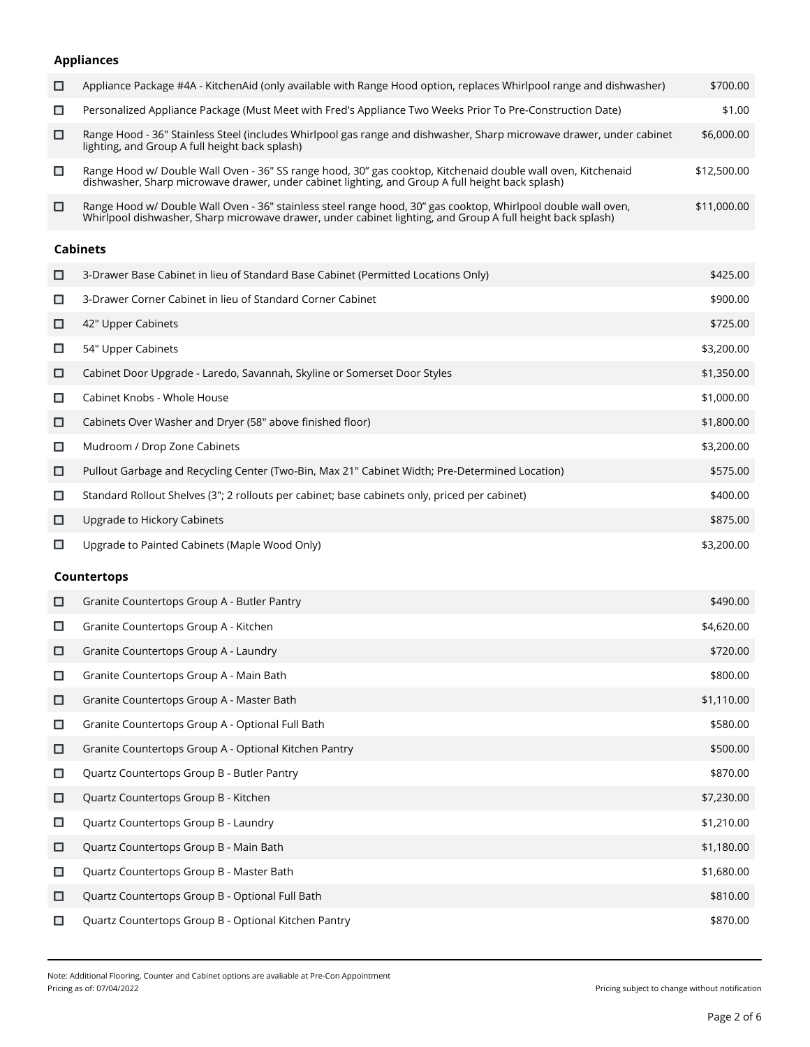### Appliances

| | | |
|---|---|---|
| ☐ | Appliance Package #4A - KitchenAid (only available with Range Hood option, replaces Whirlpool range and dishwasher) | $700.00 |
| ☐ | Personalized Appliance Package (Must Meet with Fred's Appliance Two Weeks Prior To Pre-Construction Date) | $1.00 |
| ☐ | Range Hood - 36" Stainless Steel (includes Whirlpool gas range and dishwasher, Sharp microwave drawer, under cabinet lighting, and Group A full height back splash) | $6,000.00 |
| ☐ | Range Hood w/ Double Wall Oven - 36" SS range hood, 30" gas cooktop, Kitchenaid double wall oven, Kitchenaid dishwasher, Sharp microwave drawer, under cabinet lighting, and Group A full height back splash) | $12,500.00 |
| ☐ | Range Hood w/ Double Wall Oven - 36" stainless steel range hood, 30" gas cooktop, Whirlpool double wall oven, Whirlpool dishwasher, Sharp microwave drawer, under cabinet lighting, and Group A full height back splash) | $11,000.00 |

### Cabinets

| | | |
|---|---|---|
| ☐ | 3-Drawer Base Cabinet in lieu of Standard Base Cabinet (Permitted Locations Only) | $425.00 |
| ☐ | 3-Drawer Corner Cabinet in lieu of Standard Corner Cabinet | $900.00 |
| ☐ | 42" Upper Cabinets | $725.00 |
| ☐ | 54" Upper Cabinets | $3,200.00 |
| ☐ | Cabinet Door Upgrade - Laredo, Savannah, Skyline or Somerset Door Styles | $1,350.00 |
| ☐ | Cabinet Knobs - Whole House | $1,000.00 |
| ☐ | Cabinets Over Washer and Dryer (58" above finished floor) | $1,800.00 |
| ☐ | Mudroom / Drop Zone Cabinets | $3,200.00 |
| ☐ | Pullout Garbage and Recycling Center (Two-Bin, Max 21" Cabinet Width; Pre-Determined Location) | $575.00 |
| ☐ | Standard Rollout Shelves (3"; 2 rollouts per cabinet; base cabinets only, priced per cabinet) | $400.00 |
| ☐ | Upgrade to Hickory Cabinets | $875.00 |
| ☐ | Upgrade to Painted Cabinets (Maple Wood Only) | $3,200.00 |

### Countertops

| | | |
|---|---|---|
| ☐ | Granite Countertops Group A - Butler Pantry | $490.00 |
| ☐ | Granite Countertops Group A - Kitchen | $4,620.00 |
| ☐ | Granite Countertops Group A - Laundry | $720.00 |
| ☐ | Granite Countertops Group A - Main Bath | $800.00 |
| ☐ | Granite Countertops Group A - Master Bath | $1,110.00 |
| ☐ | Granite Countertops Group A - Optional Full Bath | $580.00 |
| ☐ | Granite Countertops Group A - Optional Kitchen Pantry | $500.00 |
| ☐ | Quartz Countertops Group B - Butler Pantry | $870.00 |
| ☐ | Quartz Countertops Group B - Kitchen | $7,230.00 |
| ☐ | Quartz Countertops Group B - Laundry | $1,210.00 |
| ☐ | Quartz Countertops Group B - Main Bath | $1,180.00 |
| ☐ | Quartz Countertops Group B - Master Bath | $1,680.00 |
| ☐ | Quartz Countertops Group B - Optional Full Bath | $810.00 |
| ☐ | Quartz Countertops Group B - Optional Kitchen Pantry | $870.00 |

Note: Additional Flooring, Counter and Cabinet options are avaliable at Pre-Con Appointment

Pricing as of: 07/04/2022

Pricing subject to change without notification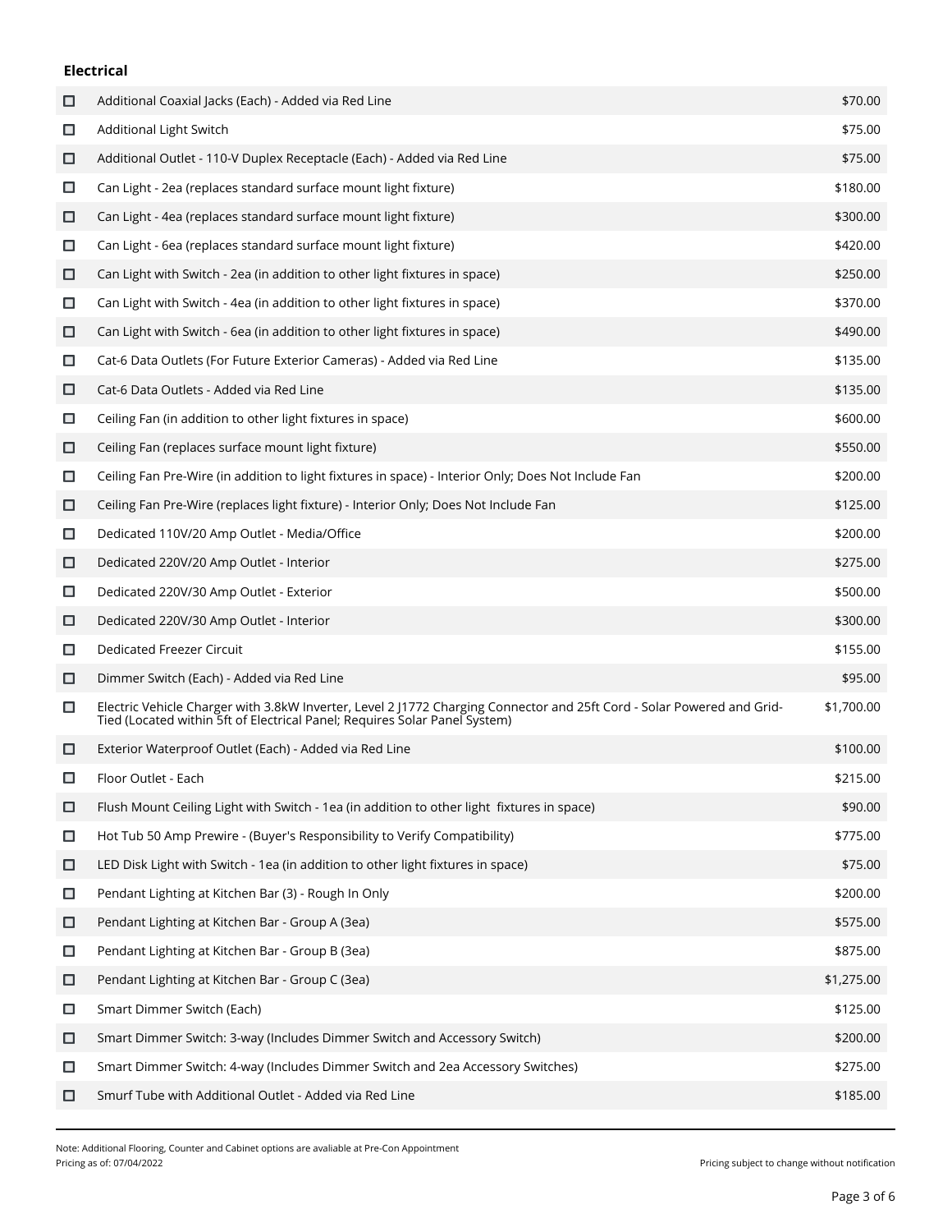### Electrical

| | | |
|---|---|---|
| ☐ | Additional Coaxial Jacks (Each) - Added via Red Line | $70.00 |
| ☐ | Additional Light Switch | $75.00 |
| ☐ | Additional Outlet - 110-V Duplex Receptacle (Each) - Added via Red Line | $75.00 |
| ☐ | Can Light - 2ea (replaces standard surface mount light fixture) | $180.00 |
| ☐ | Can Light - 4ea (replaces standard surface mount light fixture) | $300.00 |
| ☐ | Can Light - 6ea (replaces standard surface mount light fixture) | $420.00 |
| ☐ | Can Light with Switch - 2ea (in addition to other light fixtures in space) | $250.00 |
| ☐ | Can Light with Switch - 4ea (in addition to other light fixtures in space) | $370.00 |
| ☐ | Can Light with Switch - 6ea (in addition to other light fixtures in space) | $490.00 |
| ☐ | Cat-6 Data Outlets (For Future Exterior Cameras) - Added via Red Line | $135.00 |
| ☐ | Cat-6 Data Outlets - Added via Red Line | $135.00 |
| ☐ | Ceiling Fan (in addition to other light fixtures in space) | $600.00 |
| ☐ | Ceiling Fan (replaces surface mount light fixture) | $550.00 |
| ☐ | Ceiling Fan Pre-Wire (in addition to light fixtures in space) - Interior Only; Does Not Include Fan | $200.00 |
| ☐ | Ceiling Fan Pre-Wire (replaces light fixture) - Interior Only; Does Not Include Fan | $125.00 |
| ☐ | Dedicated 110V/20 Amp Outlet - Media/Office | $200.00 |
| ☐ | Dedicated 220V/20 Amp Outlet - Interior | $275.00 |
| ☐ | Dedicated 220V/30 Amp Outlet - Exterior | $500.00 |
| ☐ | Dedicated 220V/30 Amp Outlet - Interior | $300.00 |
| ☐ | Dedicated Freezer Circuit | $155.00 |
| ☐ | Dimmer Switch (Each) - Added via Red Line | $95.00 |
| ☐ | Electric Vehicle Charger with 3.8kW Inverter, Level 2 J1772 Charging Connector and 25ft Cord - Solar Powered and Grid-Tied (Located within 5ft of Electrical Panel; Requires Solar Panel System) | $1,700.00 |
| ☐ | Exterior Waterproof Outlet (Each) - Added via Red Line | $100.00 |
| ☐ | Floor Outlet - Each | $215.00 |
| ☐ | Flush Mount Ceiling Light with Switch - 1ea (in addition to other light fixtures in space) | $90.00 |
| ☐ | Hot Tub 50 Amp Prewire - (Buyer's Responsibility to Verify Compatibility) | $775.00 |
| ☐ | LED Disk Light with Switch - 1ea (in addition to other light fixtures in space) | $75.00 |
| ☐ | Pendant Lighting at Kitchen Bar (3) - Rough In Only | $200.00 |
| ☐ | Pendant Lighting at Kitchen Bar - Group A (3ea) | $575.00 |
| ☐ | Pendant Lighting at Kitchen Bar - Group B (3ea) | $875.00 |
| ☐ | Pendant Lighting at Kitchen Bar - Group C (3ea) | $1,275.00 |
| ☐ | Smart Dimmer Switch (Each) | $125.00 |
| ☐ | Smart Dimmer Switch: 3-way (Includes Dimmer Switch and Accessory Switch) | $200.00 |
| ☐ | Smart Dimmer Switch: 4-way (Includes Dimmer Switch and 2ea Accessory Switches) | $275.00 |
| ☐ | Smurf Tube with Additional Outlet - Added via Red Line | $185.00 |

Note: Additional Flooring, Counter and Cabinet options are avaliable at Pre-Con Appointment

Pricing as of: 07/04/2022

Pricing subject to change without notification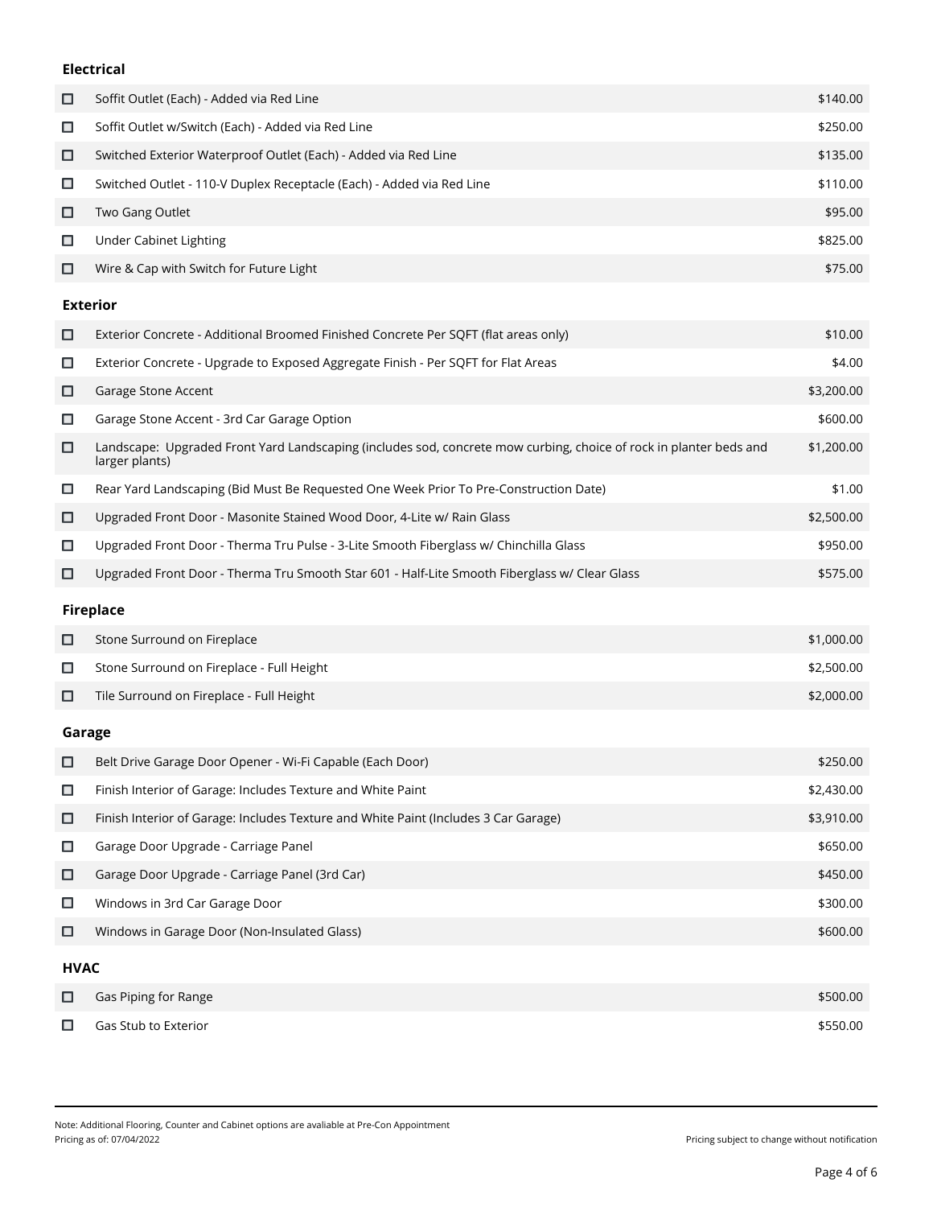### Electrical

| | | |
|---|---|---|
| ☐ | Soffit Outlet (Each) - Added via Red Line | $140.00 |
| ☐ | Soffit Outlet w/Switch (Each) - Added via Red Line | $250.00 |
| ☐ | Switched Exterior Waterproof Outlet (Each) - Added via Red Line | $135.00 |
| ☐ | Switched Outlet - 110-V Duplex Receptacle (Each) - Added via Red Line | $110.00 |
| ☐ | Two Gang Outlet | $95.00 |
| ☐ | Under Cabinet Lighting | $825.00 |
| ☐ | Wire & Cap with Switch for Future Light | $75.00 |

### Exterior

| | | |
|---|---|---|
| ☐ | Exterior Concrete - Additional Broomed Finished Concrete Per SQFT (flat areas only) | $10.00 |
| ☐ | Exterior Concrete - Upgrade to Exposed Aggregate Finish - Per SQFT for Flat Areas | $4.00 |
| ☐ | Garage Stone Accent | $3,200.00 |
| ☐ | Garage Stone Accent - 3rd Car Garage Option | $600.00 |
| ☐ | Landscape: Upgraded Front Yard Landscaping (includes sod, concrete mow curbing, choice of rock in planter beds and larger plants) | $1,200.00 |
| ☐ | Rear Yard Landscaping (Bid Must Be Requested One Week Prior To Pre-Construction Date) | $1.00 |
| ☐ | Upgraded Front Door - Masonite Stained Wood Door, 4-Lite w/ Rain Glass | $2,500.00 |
| ☐ | Upgraded Front Door - Therma Tru Pulse - 3-Lite Smooth Fiberglass w/ Chinchilla Glass | $950.00 |
| ☐ | Upgraded Front Door - Therma Tru Smooth Star 601 - Half-Lite Smooth Fiberglass w/ Clear Glass | $575.00 |

### Fireplace

| | | |
|---|---|---|
| ☐ | Stone Surround on Fireplace | $1,000.00 |
| ☐ | Stone Surround on Fireplace - Full Height | $2,500.00 |
| ☐ | Tile Surround on Fireplace - Full Height | $2,000.00 |

### Garage

| | | |
|---|---|---|
| ☐ | Belt Drive Garage Door Opener - Wi-Fi Capable (Each Door) | $250.00 |
| ☐ | Finish Interior of Garage: Includes Texture and White Paint | $2,430.00 |
| ☐ | Finish Interior of Garage: Includes Texture and White Paint (Includes 3 Car Garage) | $3,910.00 |
| ☐ | Garage Door Upgrade - Carriage Panel | $650.00 |
| ☐ | Garage Door Upgrade - Carriage Panel (3rd Car) | $450.00 |
| ☐ | Windows in 3rd Car Garage Door | $300.00 |
| ☐ | Windows in Garage Door (Non-Insulated Glass) | $600.00 |

### HVAC

| | | |
|---|---|---|
| ☐ | Gas Piping for Range | $500.00 |
| ☐ | Gas Stub to Exterior | $550.00 |

Note: Additional Flooring, Counter and Cabinet options are avaliable at Pre-Con Appointment
Pricing as of: 07/04/2022

Pricing subject to change without notification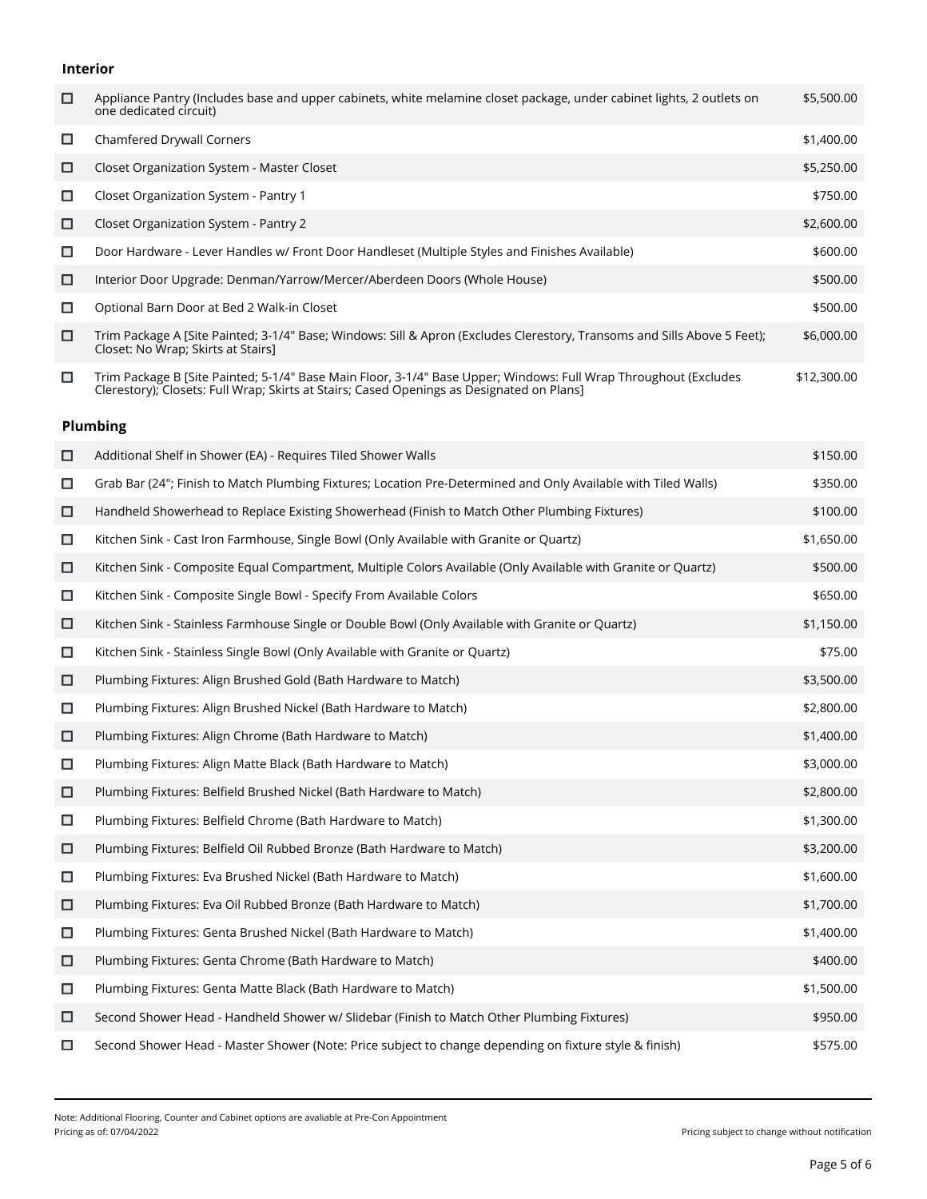### Interior

| | | |
|---|---|---|
| ☐ | Appliance Pantry (Includes base and upper cabinets, white melamine closet package, under cabinet lights, 2 outlets on one dedicated circuit) | $5,500.00 |
| ☐ | Chamfered Drywall Corners | $1,400.00 |
| ☐ | Closet Organization System - Master Closet | $5,250.00 |
| ☐ | Closet Organization System - Pantry 1 | $750.00 |
| ☐ | Closet Organization System - Pantry 2 | $2,600.00 |
| ☐ | Door Hardware - Lever Handles w/ Front Door Handleset (Multiple Styles and Finishes Available) | $600.00 |
| ☐ | Interior Door Upgrade: Denman/Yarrow/Mercer/Aberdeen Doors (Whole House) | $500.00 |
| ☐ | Optional Barn Door at Bed 2 Walk-in Closet | $500.00 |
| ☐ | Trim Package A [Site Painted; 3-1/4" Base; Windows: Sill & Apron (Excludes Clerestory, Transoms and Sills Above 5 Feet); Closet: No Wrap; Skirts at Stairs] | $6,000.00 |
| ☐ | Trim Package B [Site Painted; 5-1/4" Base Main Floor, 3-1/4" Base Upper; Windows: Full Wrap Throughout (Excludes Clerestory); Closets: Full Wrap; Skirts at Stairs; Cased Openings as Designated on Plans] | $12,300.00 |

### Plumbing

| | | |
|---|---|---|
| ☐ | Additional Shelf in Shower (EA) - Requires Tiled Shower Walls | $150.00 |
| ☐ | Grab Bar (24"; Finish to Match Plumbing Fixtures; Location Pre-Determined and Only Available with Tiled Walls) | $350.00 |
| ☐ | Handheld Showerhead to Replace Existing Showerhead (Finish to Match Other Plumbing Fixtures) | $100.00 |
| ☐ | Kitchen Sink - Cast Iron Farmhouse, Single Bowl (Only Available with Granite or Quartz) | $1,650.00 |
| ☐ | Kitchen Sink - Composite Equal Compartment, Multiple Colors Available (Only Available with Granite or Quartz) | $500.00 |
| ☐ | Kitchen Sink - Composite Single Bowl - Specify From Available Colors | $650.00 |
| ☐ | Kitchen Sink - Stainless Farmhouse Single or Double Bowl (Only Available with Granite or Quartz) | $1,150.00 |
| ☐ | Kitchen Sink - Stainless Single Bowl (Only Available with Granite or Quartz) | $75.00 |
| ☐ | Plumbing Fixtures: Align Brushed Gold (Bath Hardware to Match) | $3,500.00 |
| ☐ | Plumbing Fixtures: Align Brushed Nickel (Bath Hardware to Match) | $2,800.00 |
| ☐ | Plumbing Fixtures: Align Chrome (Bath Hardware to Match) | $1,400.00 |
| ☐ | Plumbing Fixtures: Align Matte Black (Bath Hardware to Match) | $3,000.00 |
| ☐ | Plumbing Fixtures: Belfield Brushed Nickel (Bath Hardware to Match) | $2,800.00 |
| ☐ | Plumbing Fixtures: Belfield Chrome (Bath Hardware to Match) | $1,300.00 |
| ☐ | Plumbing Fixtures: Belfield Oil Rubbed Bronze (Bath Hardware to Match) | $3,200.00 |
| ☐ | Plumbing Fixtures: Eva Brushed Nickel (Bath Hardware to Match) | $1,600.00 |
| ☐ | Plumbing Fixtures: Eva Oil Rubbed Bronze (Bath Hardware to Match) | $1,700.00 |
| ☐ | Plumbing Fixtures: Genta Brushed Nickel (Bath Hardware to Match) | $1,400.00 |
| ☐ | Plumbing Fixtures: Genta Chrome (Bath Hardware to Match) | $400.00 |
| ☐ | Plumbing Fixtures: Genta Matte Black (Bath Hardware to Match) | $1,500.00 |
| ☐ | Second Shower Head - Handheld Shower w/ Slidebar (Finish to Match Other Plumbing Fixtures) | $950.00 |
| ☐ | Second Shower Head - Master Shower (Note: Price subject to change depending on fixture style & finish) | $575.00 |

Note: Additional Flooring, Counter and Cabinet options are avaliable at Pre-Con Appointment

Pricing as of: 07/04/2022

Pricing subject to change without notification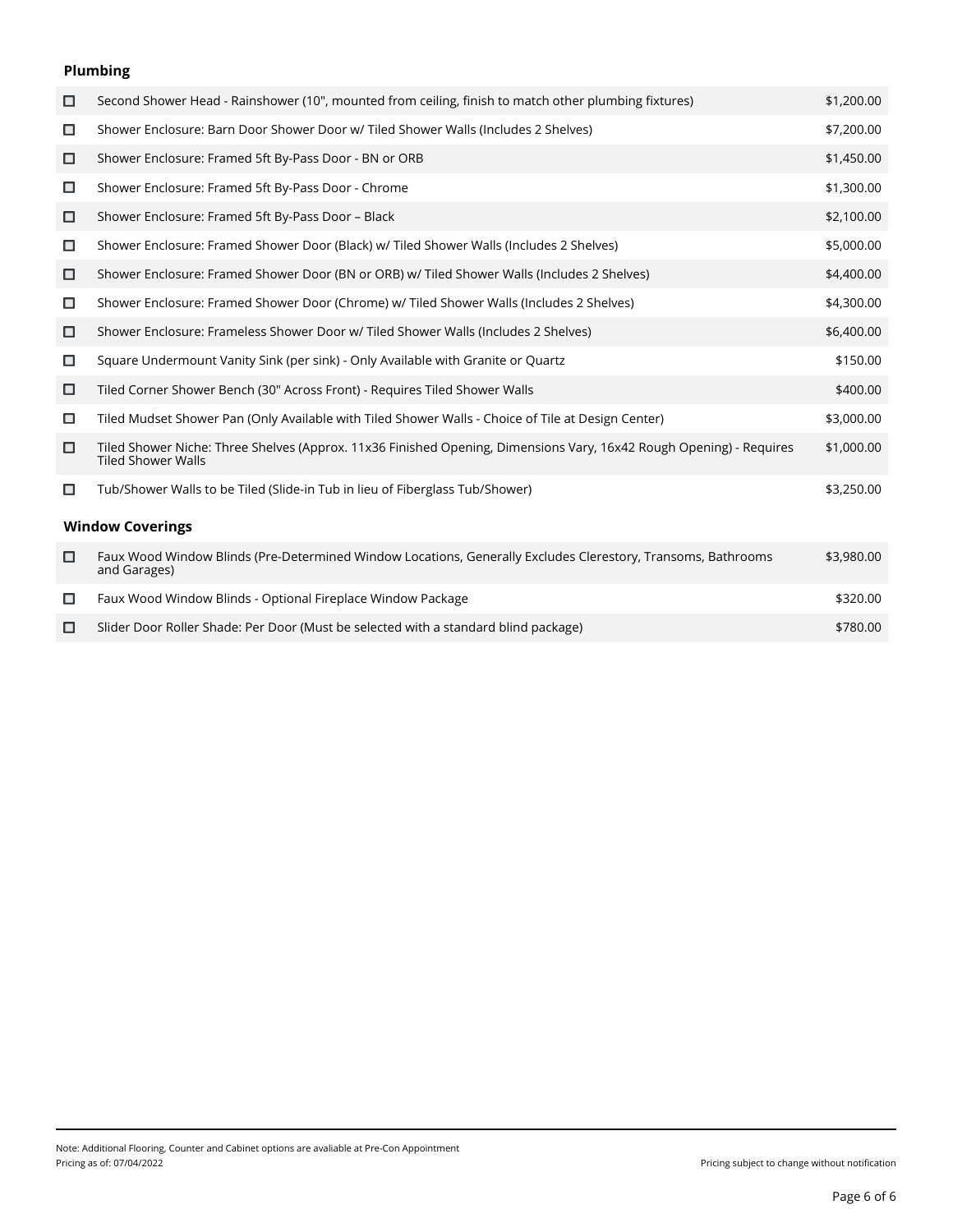### Plumbing

| | | |
|---|---|---|
| ☐ | Second Shower Head - Rainshower (10", mounted from ceiling, finish to match other plumbing fixtures) | $1,200.00 |
| ☐ | Shower Enclosure: Barn Door Shower Door w/ Tiled Shower Walls (Includes 2 Shelves) | $7,200.00 |
| ☐ | Shower Enclosure: Framed 5ft By-Pass Door - BN or ORB | $1,450.00 |
| ☐ | Shower Enclosure: Framed 5ft By-Pass Door - Chrome | $1,300.00 |
| ☐ | Shower Enclosure: Framed 5ft By-Pass Door – Black | $2,100.00 |
| ☐ | Shower Enclosure: Framed Shower Door (Black) w/ Tiled Shower Walls (Includes 2 Shelves) | $5,000.00 |
| ☐ | Shower Enclosure: Framed Shower Door (BN or ORB) w/ Tiled Shower Walls (Includes 2 Shelves) | $4,400.00 |
| ☐ | Shower Enclosure: Framed Shower Door (Chrome) w/ Tiled Shower Walls (Includes 2 Shelves) | $4,300.00 |
| ☐ | Shower Enclosure: Frameless Shower Door w/ Tiled Shower Walls (Includes 2 Shelves) | $6,400.00 |
| ☐ | Square Undermount Vanity Sink (per sink) - Only Available with Granite or Quartz | $150.00 |
| ☐ | Tiled Corner Shower Bench (30" Across Front) - Requires Tiled Shower Walls | $400.00 |
| ☐ | Tiled Mudset Shower Pan (Only Available with Tiled Shower Walls - Choice of Tile at Design Center) | $3,000.00 |
| ☐ | Tiled Shower Niche: Three Shelves (Approx. 11x36 Finished Opening, Dimensions Vary, 16x42 Rough Opening) - Requires Tiled Shower Walls | $1,000.00 |
| ☐ | Tub/Shower Walls to be Tiled (Slide-in Tub in lieu of Fiberglass Tub/Shower) | $3,250.00 |

### Window Coverings

| | | |
|---|---|---|
| ☐ | Faux Wood Window Blinds (Pre-Determined Window Locations, Generally Excludes Clerestory, Transoms, Bathrooms and Garages) | $3,980.00 |
| ☐ | Faux Wood Window Blinds - Optional Fireplace Window Package | $320.00 |
| ☐ | Slider Door Roller Shade: Per Door (Must be selected with a standard blind package) | $780.00 |

Note: Additional Flooring, Counter and Cabinet options are avaliable at Pre-Con Appointment
Pricing as of: 07/04/2022

Pricing subject to change without notification